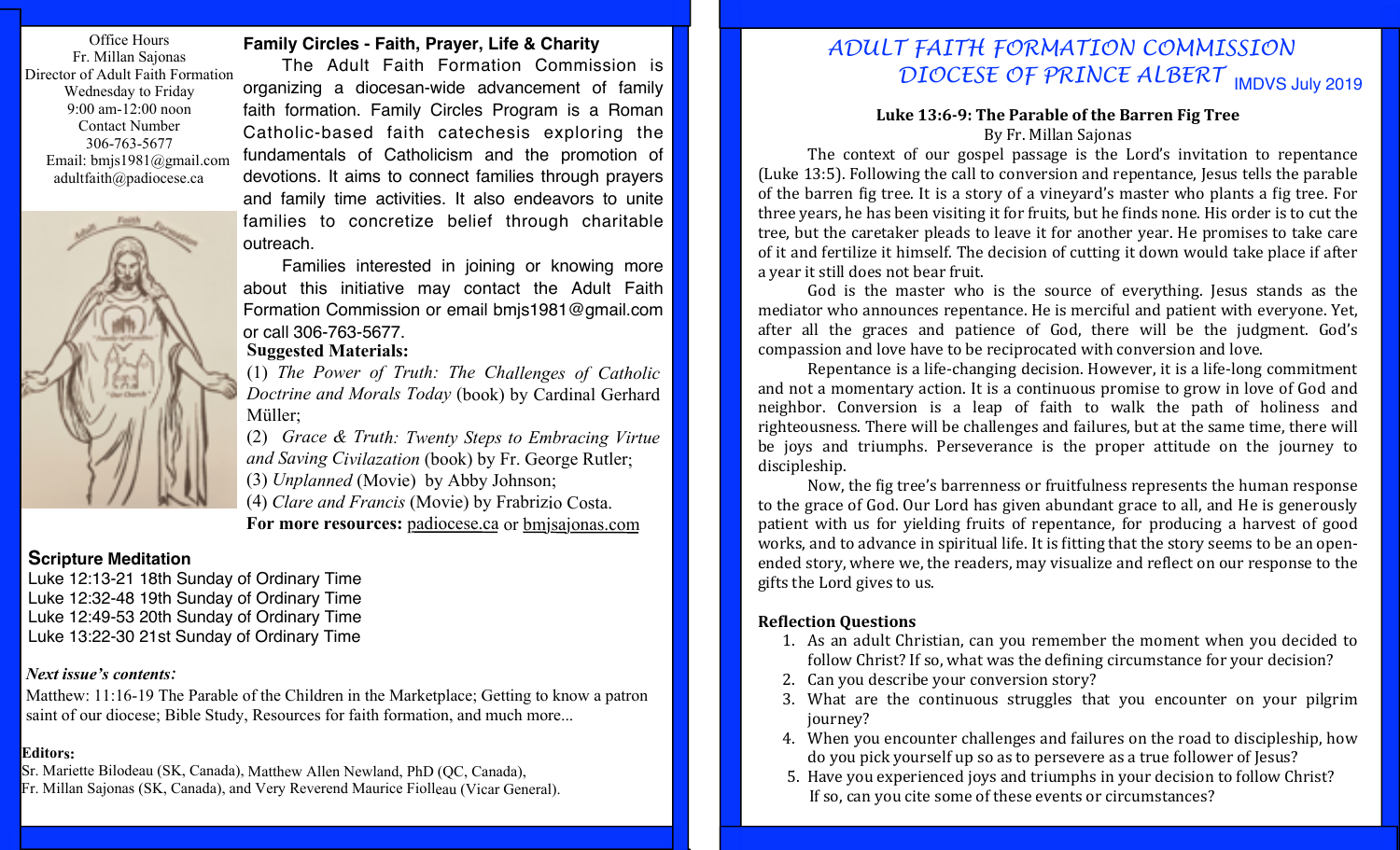Office Hours
Fr. Millan Sajonas
Director of Adult Faith Formation
Wednesday to Friday
9:00 am-12:00 noon
Contact Number
306-763-5677
Email: bmjs1981@gmail.com
adultfaith@padiocese.ca

## Family Circles - Faith, Prayer, Life & Charity

The Adult Faith Formation Commission is organizing a diocesan-wide advancement of family faith formation. Family Circles Program is a Roman Catholic-based faith catechesis exploring the fundamentals of Catholicism and the promotion of devotions. It aims to connect families through prayers and family time activities. It also endeavors to unite families to concretize belief through charitable outreach.

Families interested in joining or knowing more about this initiative may contact the Adult Faith Formation Commission or email bmjs1981@gmail.com or call 306-763-5677.

**Suggested Materials:**

(1) *The Power of Truth: The Challenges of Catholic Doctrine and Morals Today* (book) by Cardinal Gerhard Müller;
(2) *Grace & Truth: Twenty Steps to Embracing Virtue and Saving Civilazation* (book) by Fr. George Rutler;
(3) *Unplanned* (Movie) by Abby Johnson;
(4) *Clare and Francis* (Movie) by Frabrizio Costa.

**For more resources:** padiocese.ca or bmjsajonas.com

## Scripture Meditation

Luke 12:13-21 18th Sunday of Ordinary Time
Luke 12:32-48 19th Sunday of Ordinary Time
Luke 12:49-53 20th Sunday of Ordinary Time
Luke 13:22-30 21st Sunday of Ordinary Time

***Next issue's contents:***

Matthew: 11:16-19 The Parable of the Children in the Marketplace; Getting to know a patron saint of our diocese; Bible Study, Resources for faith formation, and much more...

**Editors:**
Sr. Mariette Bilodeau (SK, Canada), Matthew Allen Newland, PhD (QC, Canada),
Fr. Millan Sajonas (SK, Canada), and Very Reverend Maurice Fiolleau (Vicar General).

# ADULT FAITH FORMATION COMMISSION DIOCESE OF PRINCE ALBERT

IMDVS July 2019

### Luke 13:6-9: The Parable of the Barren Fig Tree

By Fr. Millan Sajonas

The context of our gospel passage is the Lord's invitation to repentance (Luke 13:5). Following the call to conversion and repentance, Jesus tells the parable of the barren fig tree. It is a story of a vineyard's master who plants a fig tree. For three years, he has been visiting it for fruits, but he finds none. His order is to cut the tree, but the caretaker pleads to leave it for another year. He promises to take care of it and fertilize it himself. The decision of cutting it down would take place if after a year it still does not bear fruit.

God is the master who is the source of everything. Jesus stands as the mediator who announces repentance. He is merciful and patient with everyone. Yet, after all the graces and patience of God, there will be the judgment. God's compassion and love have to be reciprocated with conversion and love.

Repentance is a life-changing decision. However, it is a life-long commitment and not a momentary action. It is a continuous promise to grow in love of God and neighbor. Conversion is a leap of faith to walk the path of holiness and righteousness. There will be challenges and failures, but at the same time, there will be joys and triumphs. Perseverance is the proper attitude on the journey to discipleship.

Now, the fig tree's barrenness or fruitfulness represents the human response to the grace of God. Our Lord has given abundant grace to all, and He is generously patient with us for yielding fruits of repentance, for producing a harvest of good works, and to advance in spiritual life. It is fitting that the story seems to be an open-ended story, where we, the readers, may visualize and reflect on our response to the gifts the Lord gives to us.

**Reflection Questions**

1. As an adult Christian, can you remember the moment when you decided to follow Christ? If so, what was the defining circumstance for your decision?
2. Can you describe your conversion story?
3. What are the continuous struggles that you encounter on your pilgrim journey?
4. When you encounter challenges and failures on the road to discipleship, how do you pick yourself up so as to persevere as a true follower of Jesus?
5. Have you experienced joys and triumphs in your decision to follow Christ? If so, can you cite some of these events or circumstances?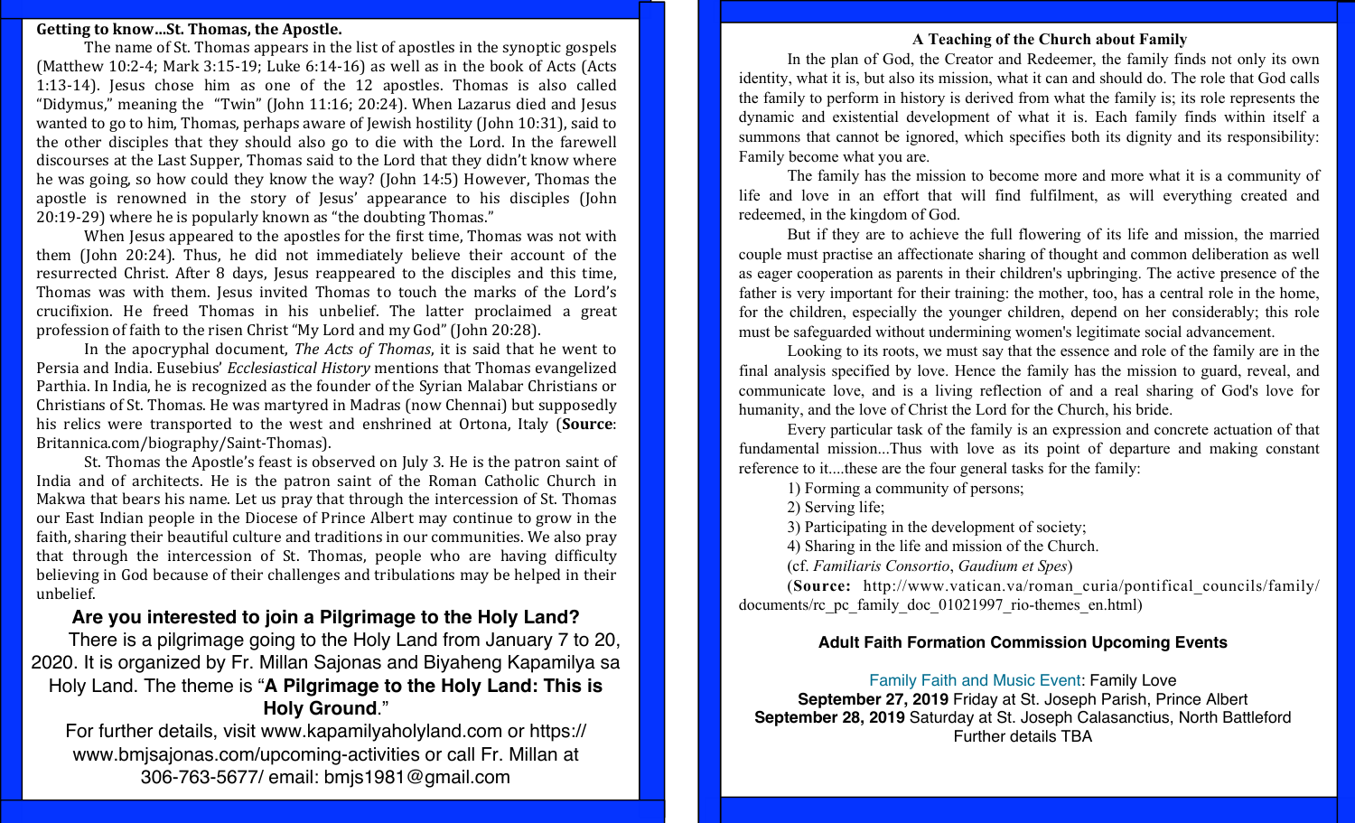**Getting to know…St. Thomas, the Apostle.**

The name of St. Thomas appears in the list of apostles in the synoptic gospels (Matthew 10:2-4; Mark 3:15-19; Luke 6:14-16) as well as in the book of Acts (Acts 1:13-14). Jesus chose him as one of the 12 apostles. Thomas is also called "Didymus," meaning the "Twin" (John 11:16; 20:24). When Lazarus died and Jesus wanted to go to him, Thomas, perhaps aware of Jewish hostility (John 10:31), said to the other disciples that they should also go to die with the Lord. In the farewell discourses at the Last Supper, Thomas said to the Lord that they didn't know where he was going, so how could they know the way? (John 14:5) However, Thomas the apostle is renowned in the story of Jesus' appearance to his disciples (John 20:19-29) where he is popularly known as "the doubting Thomas."

When Jesus appeared to the apostles for the first time, Thomas was not with them (John 20:24). Thus, he did not immediately believe their account of the resurrected Christ. After 8 days, Jesus reappeared to the disciples and this time, Thomas was with them. Jesus invited Thomas to touch the marks of the Lord's crucifixion. He freed Thomas in his unbelief. The latter proclaimed a great profession of faith to the risen Christ "My Lord and my God" (John 20:28).

In the apocryphal document, *The Acts of Thomas*, it is said that he went to Persia and India. Eusebius' *Ecclesiastical History* mentions that Thomas evangelized Parthia. In India, he is recognized as the founder of the Syrian Malabar Christians or Christians of St. Thomas. He was martyred in Madras (now Chennai) but supposedly his relics were transported to the west and enshrined at Ortona, Italy (**Source**: Britannica.com/biography/Saint-Thomas).

St. Thomas the Apostle's feast is observed on July 3. He is the patron saint of India and of architects. He is the patron saint of the Roman Catholic Church in Makwa that bears his name. Let us pray that through the intercession of St. Thomas our East Indian people in the Diocese of Prince Albert may continue to grow in the faith, sharing their beautiful culture and traditions in our communities. We also pray that through the intercession of St. Thomas, people who are having difficulty believing in God because of their challenges and tribulations may be helped in their unbelief.

**Are you interested to join a Pilgrimage to the Holy Land?**

There is a pilgrimage going to the Holy Land from January 7 to 20, 2020. It is organized by Fr. Millan Sajonas and Biyaheng Kapamilya sa Holy Land. The theme is "**A Pilgrimage to the Holy Land: This is Holy Ground**."

For further details, visit www.kapamilyaholyland.com or https://www.bmjsajonas.com/upcoming-activities or call Fr. Millan at 306-763-5677/ email: bmjs1981@gmail.com

**A Teaching of the Church about Family**

In the plan of God, the Creator and Redeemer, the family finds not only its own identity, what it is, but also its mission, what it can and should do. The role that God calls the family to perform in history is derived from what the family is; its role represents the dynamic and existential development of what it is. Each family finds within itself a summons that cannot be ignored, which specifies both its dignity and its responsibility: Family become what you are.

The family has the mission to become more and more what it is a community of life and love in an effort that will find fulfilment, as will everything created and redeemed, in the kingdom of God.

But if they are to achieve the full flowering of its life and mission, the married couple must practise an affectionate sharing of thought and common deliberation as well as eager cooperation as parents in their children's upbringing. The active presence of the father is very important for their training: the mother, too, has a central role in the home, for the children, especially the younger children, depend on her considerably; this role must be safeguarded without undermining women's legitimate social advancement.

Looking to its roots, we must say that the essence and role of the family are in the final analysis specified by love. Hence the family has the mission to guard, reveal, and communicate love, and is a living reflection of and a real sharing of God's love for humanity, and the love of Christ the Lord for the Church, his bride.

Every particular task of the family is an expression and concrete actuation of that fundamental mission...Thus with love as its point of departure and making constant reference to it....these are the four general tasks for the family:

1) Forming a community of persons;
2) Serving life;
3) Participating in the development of society;
4) Sharing in the life and mission of the Church.

(cf. *Familiaris Consortio*, *Gaudium et Spes*)

(**Source:** http://www.vatican.va/roman_curia/pontifical_councils/family/documents/rc_pc_family_doc_01021997_rio-themes_en.html)

**Adult Faith Formation Commission Upcoming Events**

Family Faith and Music Event: Family Love

**September 27, 2019** Friday at St. Joseph Parish, Prince Albert

**September 28, 2019** Saturday at St. Joseph Calasanctius, North Battleford

Further details TBA